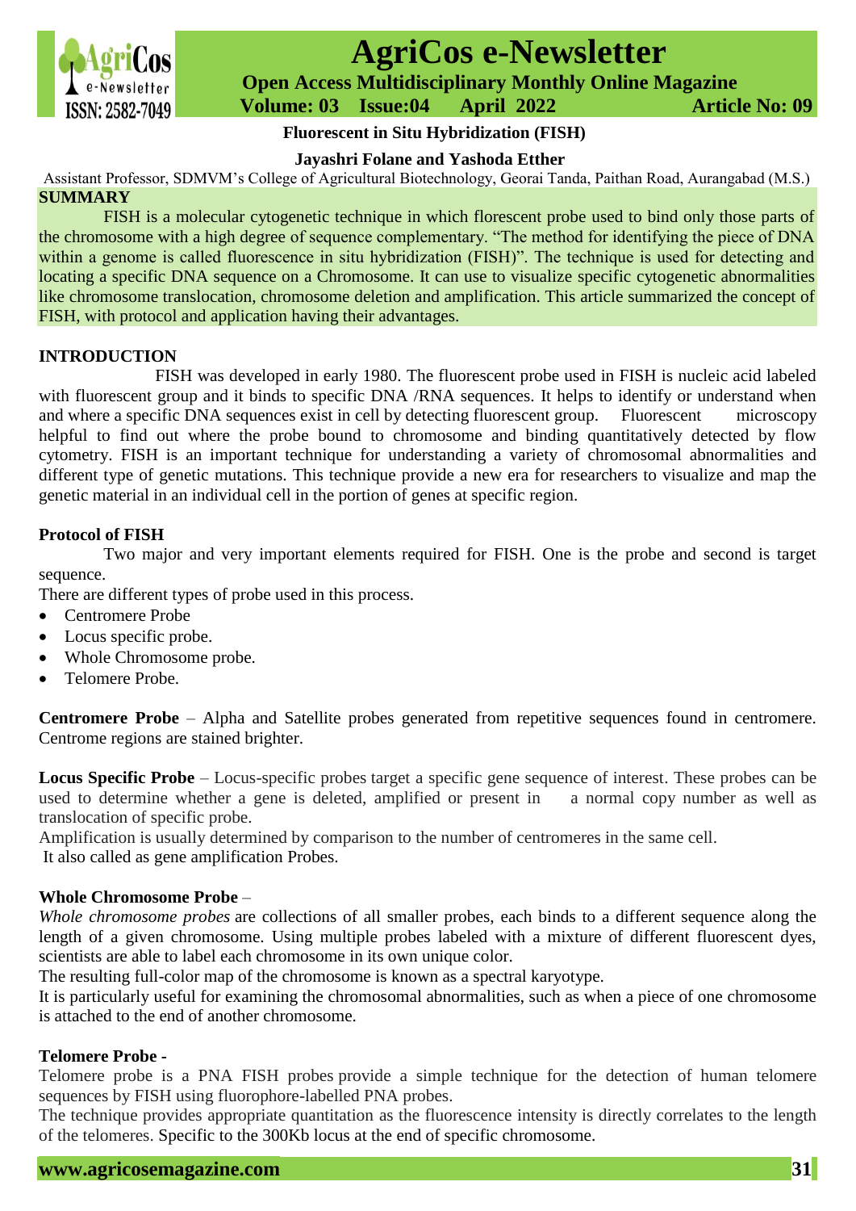# Fluorescent in Situ Hybridization (FISH)

**Jayashri Folane and Yashoda Etther**

Assistant Professor, SDMVM's College of Agricultural Biotechnology, Georai Tanda, Paithan Road, Aurangabad (M.S.)

## SUMMARY

FISH is a molecular cytogenetic technique in which florescent probe used to bind only those parts of the chromosome with a high degree of sequence complementary. "The method for identifying the piece of DNA within a genome is called fluorescence in situ hybridization (FISH)". The technique is used for detecting and locating a specific DNA sequence on a Chromosome. It can use to visualize specific cytogenetic abnormalities like chromosome translocation, chromosome deletion and amplification. This article summarized the concept of FISH, with protocol and application having their advantages.

## INTRODUCTION

FISH was developed in early 1980. The fluorescent probe used in FISH is nucleic acid labeled with fluorescent group and it binds to specific DNA /RNA sequences. It helps to identify or understand when and where a specific DNA sequences exist in cell by detecting fluorescent group. Fluorescent microscopy helpful to find out where the probe bound to chromosome and binding quantitatively detected by flow cytometry. FISH is an important technique for understanding a variety of chromosomal abnormalities and different type of genetic mutations. This technique provide a new era for researchers to visualize and map the genetic material in an individual cell in the portion of genes at specific region.

### Protocol of FISH

Two major and very important elements required for FISH. One is the probe and second is target sequence.

There are different types of probe used in this process.

- Centromere Probe
- Locus specific probe.
- Whole Chromosome probe.
- Telomere Probe.

**Centromere Probe** – Alpha and Satellite probes generated from repetitive sequences found in centromere. Centrome regions are stained brighter.

**Locus Specific Probe** – Locus-specific probes target a specific gene sequence of interest. These probes can be used to determine whether a gene is deleted, amplified or present in a normal copy number as well as translocation of specific probe.

Amplification is usually determined by comparison to the number of centromeres in the same cell.

It also called as gene amplification Probes.

**Whole Chromosome Probe** –

*Whole chromosome probes* are collections of all smaller probes, each binds to a different sequence along the length of a given chromosome. Using multiple probes labeled with a mixture of different fluorescent dyes, scientists are able to label each chromosome in its own unique color.

The resulting full-color map of the chromosome is known as a spectral karyotype.

It is particularly useful for examining the chromosomal abnormalities, such as when a piece of one chromosome is attached to the end of another chromosome.

**Telomere Probe -**

Telomere probe is a PNA FISH probes provide a simple technique for the detection of human telomere sequences by FISH using fluorophore-labelled PNA probes.

The technique provides appropriate quantitation as the fluorescence intensity is directly correlates to the length of the telomeres. Specific to the 300Kb locus at the end of specific chromosome.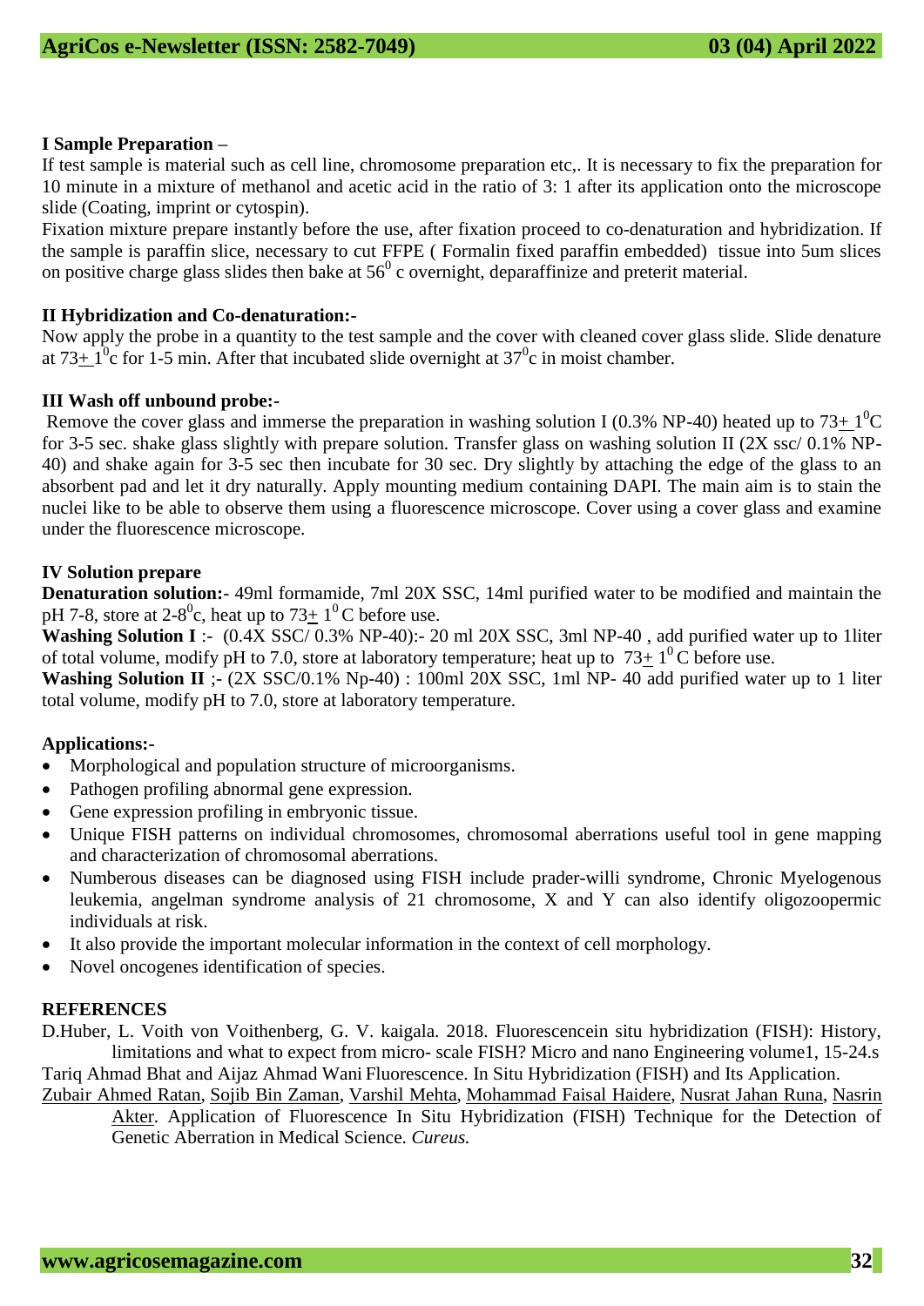**I Sample Preparation –**

If test sample is material such as cell line, chromosome preparation etc,. It is necessary to fix the preparation for 10 minute in a mixture of methanol and acetic acid in the ratio of 3: 1 after its application onto the microscope slide (Coating, imprint or cytospin).

Fixation mixture prepare instantly before the use, after fixation proceed to co-denaturation and hybridization. If the sample is paraffin slice, necessary to cut FFPE ( Formalin fixed paraffin embedded) tissue into 5um slices on positive charge glass slides then bake at $56^0$ c overnight, deparaffinize and preterit material.

**II Hybridization and Co-denaturation:-**

Now apply the probe in a quantity to the test sample and the cover with cleaned cover glass slide. Slide denature at $73\pm 1^0$c for 1-5 min. After that incubated slide overnight at $37^0$c in moist chamber.

**III Wash off unbound probe:-**

Remove the cover glass and immerse the preparation in washing solution I (0.3% NP-40) heated up to $73\pm 1^0$C for 3-5 sec. shake glass slightly with prepare solution. Transfer glass on washing solution II (2X ssc/ 0.1% NP-40) and shake again for 3-5 sec then incubate for 30 sec. Dry slightly by attaching the edge of the glass to an absorbent pad and let it dry naturally. Apply mounting medium containing DAPI. The main aim is to stain the nuclei like to be able to observe them using a fluorescence microscope. Cover using a cover glass and examine under the fluorescence microscope.

**IV Solution prepare**

**Denaturation solution:**- 49ml formamide, 7ml 20X SSC, 14ml purified water to be modified and maintain the pH 7-8, store at 2-$8^0$c, heat up to $73\pm 1^0$ C before use.

**Washing Solution I** :- (0.4X SSC/ 0.3% NP-40):- 20 ml 20X SSC, 3ml NP-40 , add purified water up to 1liter of total volume, modify pH to 7.0, store at laboratory temperature; heat up to $73\pm 1^0$ C before use.

**Washing Solution II** ;- (2X SSC/0.1% Np-40) : 100ml 20X SSC, 1ml NP- 40 add purified water up to 1 liter total volume, modify pH to 7.0, store at laboratory temperature.

**Applications:-**

- Morphological and population structure of microorganisms.
- Pathogen profiling abnormal gene expression.
- Gene expression profiling in embryonic tissue.
- Unique FISH patterns on individual chromosomes, chromosomal aberrations useful tool in gene mapping and characterization of chromosomal aberrations.
- Numberous diseases can be diagnosed using FISH include prader-willi syndrome, Chronic Myelogenous leukemia, angelman syndrome analysis of 21 chromosome, X and Y can also identify oligozoopermic individuals at risk.
- It also provide the important molecular information in the context of cell morphology.
- Novel oncogenes identification of species.

**REFERENCES**

D.Huber, L. Voith von Voithenberg, G. V. kaigala. 2018. Fluorescencein situ hybridization (FISH): History, limitations and what to expect from micro- scale FISH? Micro and nano Engineering volume1, 15-24.s

Tariq Ahmad Bhat and Aijaz Ahmad Wani Fluorescence. In Situ Hybridization (FISH) and Its Application.

Zubair Ahmed Ratan, Sojib Bin Zaman, Varshil Mehta, Mohammad Faisal Haidere, Nusrat Jahan Runa, Nasrin Akter. Application of Fluorescence In Situ Hybridization (FISH) Technique for the Detection of Genetic Aberration in Medical Science. *Cureus.*